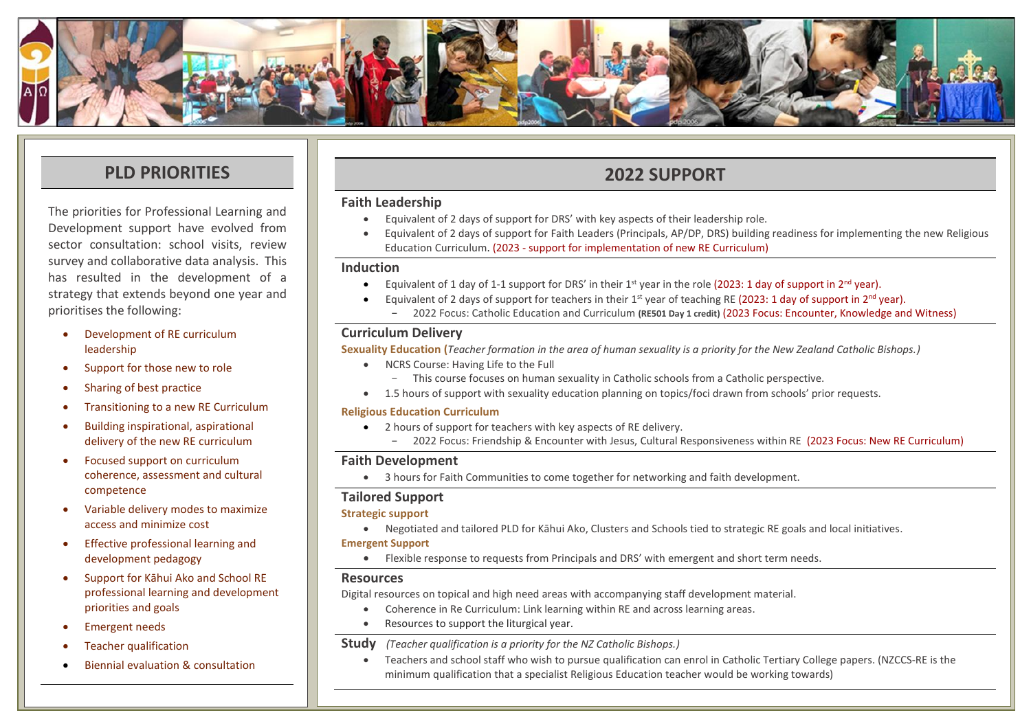## PLD PRIORITIES

The priorities for Professional Learning and Development support have evolved from sector consultation: school visits, review survey and collaborative data analysis. This has resulted in the development of a strategy that extends beyond one year and prioritises the following:

- Development of RE curriculum leadership
- Support for those new to role
- Sharing of best practice
- Transitioning to a new RE Curriculum
- Building inspirational, aspirational delivery of the new RE curriculum
- Focused support on curriculum coherence, assessment and cultural competence
- Variable delivery modes to maximize access and minimize cost
- Effective professional learning and development pedagogy
- Support for Kāhui Ako and School RE professional learning and development priorities and goals
- Emergent needs
- Teacher qualification
- Biennial evaluation & consultation

## 2022 SUPPORT

### Faith Leadership

- Equivalent of 2 days of support for DRS' with key aspects of their leadership role.
- Equivalent of 2 days of support for Faith Leaders (Principals, AP/DP, DRS) building readiness for implementing the new Religious Education Curriculum. (2023 - support for implementation of new RE Curriculum)

### Induction

- Equivalent of 1 day of 1-1 support for DRS' in their 1st year in the role (2023: 1 day of support in 2nd year).
- Equivalent of 2 days of support for teachers in their 1st year of teaching RE (2023: 1 day of support in 2nd year).
  - 2022 Focus: Catholic Education and Curriculum **(RE501 Day 1 credit)** (2023 Focus: Encounter, Knowledge and Witness)

### Curriculum Delivery

**Sexuality Education** (*Teacher formation in the area of human sexuality is a priority for the New Zealand Catholic Bishops.)*

- NCRS Course: Having Life to the Full
  - This course focuses on human sexuality in Catholic schools from a Catholic perspective.
- 1.5 hours of support with sexuality education planning on topics/foci drawn from schools' prior requests.

**Religious Education Curriculum**

- 2 hours of support for teachers with key aspects of RE delivery.
  - 2022 Focus: Friendship & Encounter with Jesus, Cultural Responsiveness within RE (2023 Focus: New RE Curriculum)

### Faith Development

- 3 hours for Faith Communities to come together for networking and faith development.

### Tailored Support

**Strategic support**

- Negotiated and tailored PLD for Kāhui Ako, Clusters and Schools tied to strategic RE goals and local initiatives.

**Emergent Support**

- Flexible response to requests from Principals and DRS' with emergent and short term needs.

### Resources

Digital resources on topical and high need areas with accompanying staff development material.

- Coherence in Re Curriculum: Link learning within RE and across learning areas.
- Resources to support the liturgical year.

### Study *(Teacher qualification is a priority for the NZ Catholic Bishops.)*

- Teachers and school staff who wish to pursue qualification can enrol in Catholic Tertiary College papers. (NZCCS-RE is the minimum qualification that a specialist Religious Education teacher would be working towards)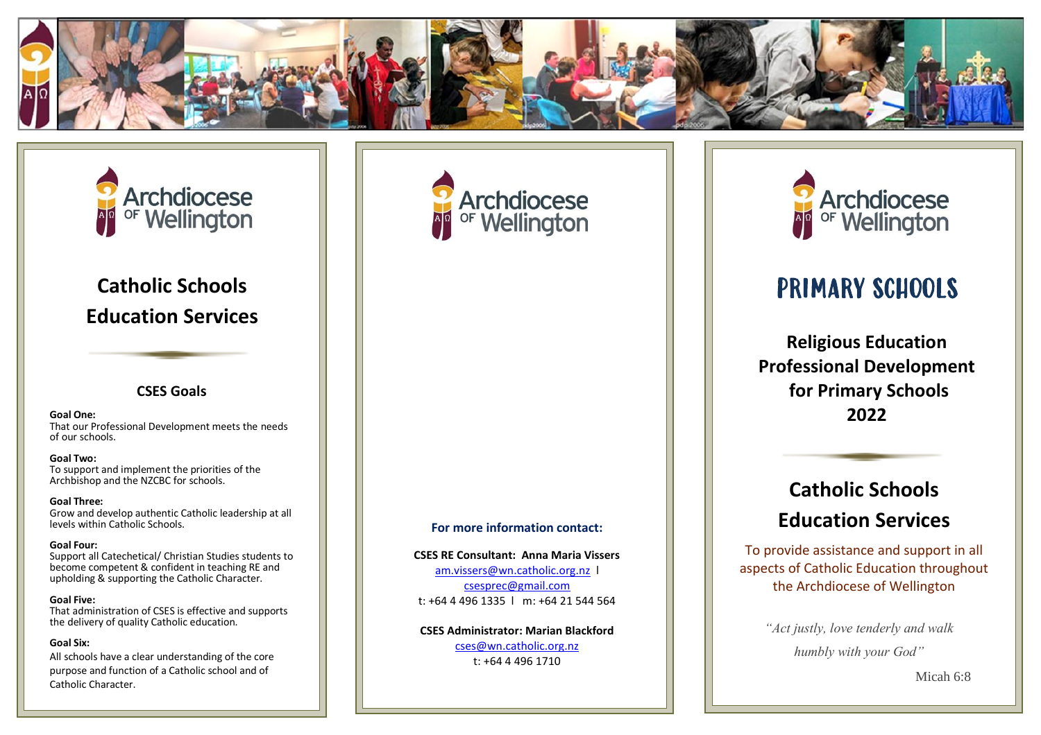Archdiocese of Wellington

# Catholic Schools Education Services

## CSES Goals

**Goal One:**
That our Professional Development meets the needs of our schools.

**Goal Two:**
To support and implement the priorities of the Archbishop and the NZCBC for schools.

**Goal Three:**
Grow and develop authentic Catholic leadership at all levels within Catholic Schools.

**Goal Four:**
Support all Catechetical/ Christian Studies students to become competent & confident in teaching RE and upholding & supporting the Catholic Character.

**Goal Five:**
That administration of CSES is effective and supports the delivery of quality Catholic education.

**Goal Six:**
All schools have a clear understanding of the core purpose and function of a Catholic school and of Catholic Character.

Archdiocese of Wellington

**For more information contact:**

**CSES RE Consultant: Anna Maria Vissers**
am.vissers@wn.catholic.org.nz l
csesprec@gmail.com
t: +64 4 496 1335 l m: +64 21 544 564

**CSES Administrator: Marian Blackford**
cses@wn.catholic.org.nz
t: +64 4 496 1710

Archdiocese of Wellington

# PRIMARY SCHOOLS

## Religious Education Professional Development for Primary Schools 2022

## Catholic Schools Education Services

To provide assistance and support in all aspects of Catholic Education throughout the Archdiocese of Wellington

*"Act justly, love tenderly and walk humbly with your God"*

Micah 6:8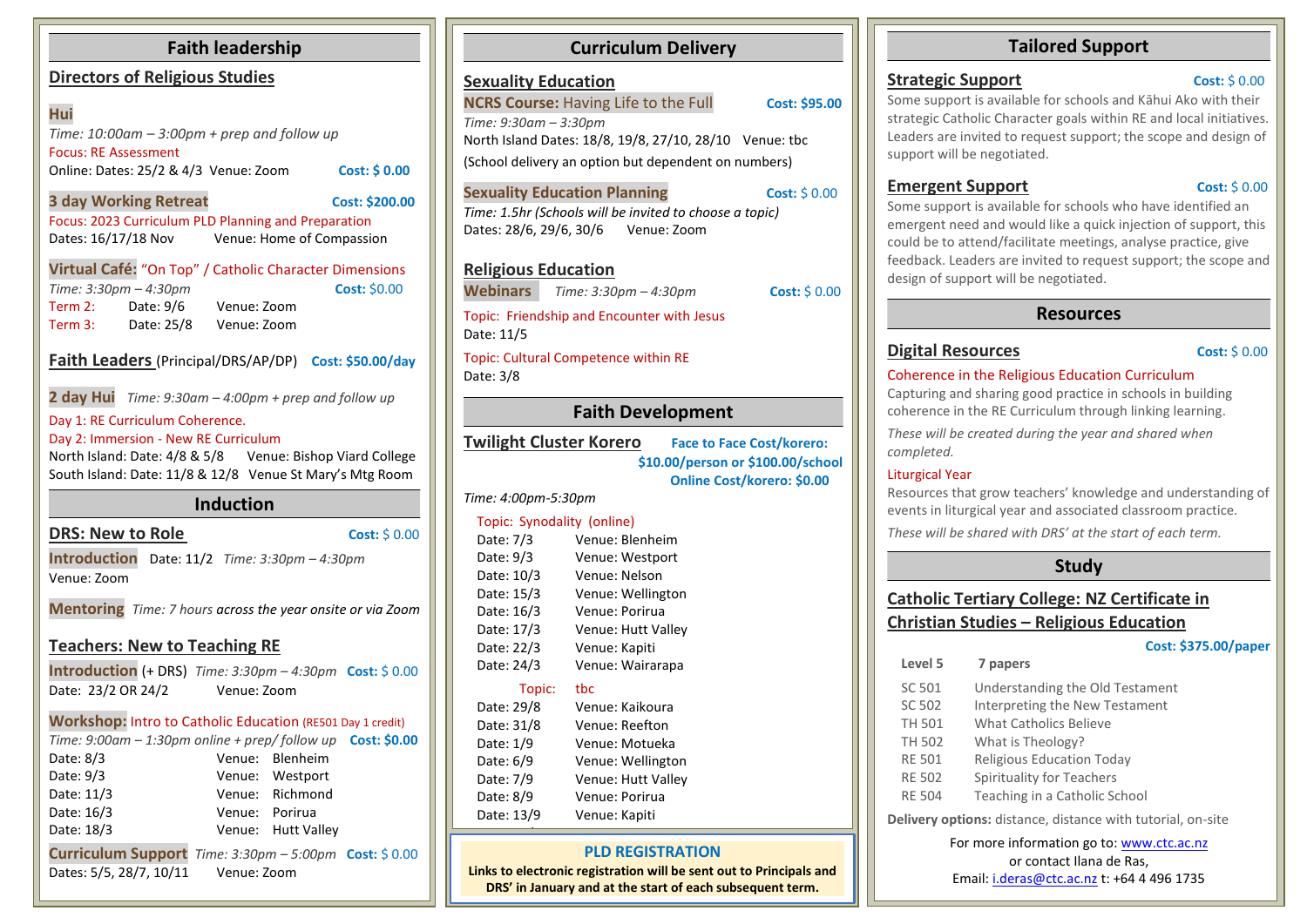## Faith leadership

### Directors of Religious Studies

**Hui**
*Time: 10:00am – 3:00pm + prep and follow up*
Focus: RE Assessment
Online: Dates: 25/2 & 4/3 Venue: Zoom **Cost: $ 0.00**

**3 day Working Retreat** **Cost: $200.00**
Focus: 2023 Curriculum PLD Planning and Preparation
Dates: 16/17/18 Nov Venue: Home of Compassion

**Virtual Café:** "On Top" / Catholic Character Dimensions
*Time: 3:30pm – 4:30pm* **Cost:** $0.00
Term 2: Date: 9/6 Venue: Zoom
Term 3: Date: 25/8 Venue: Zoom

### Faith Leaders (Principal/DRS/AP/DP) **Cost: $50.00/day**

**2 day Hui** *Time: 9:30am – 4:00pm + prep and follow up*
Day 1: RE Curriculum Coherence.
Day 2: Immersion - New RE Curriculum
North Island: Date: 4/8 & 5/8 Venue: Bishop Viard College
South Island: Date: 11/8 & 12/8 Venue St Mary's Mtg Room

## Induction

### DRS: New to Role **Cost:** $ 0.00

**Introduction** Date: 11/2 *Time: 3:30pm – 4:30pm*
Venue: Zoom

**Mentoring** *Time: 7 hours across the year onsite or via Zoom*

### Teachers: New to Teaching RE

**Introduction** (+ DRS) *Time: 3:30pm – 4:30pm* **Cost:** $ 0.00
Date: 23/2 OR 24/2 Venue: Zoom

**Workshop:** Intro to Catholic Education (RE501 Day 1 credit)
*Time: 9:00am – 1:30pm online + prep/ follow up* **Cost: $0.00**

| | |
|---|---|
| Date: 8/3 | Venue: Blenheim |
| Date: 9/3 | Venue: Westport |
| Date: 11/3 | Venue: Richmond |
| Date: 16/3 | Venue: Porirua |
| Date: 18/3 | Venue: Hutt Valley |

**Curriculum Support** *Time: 3:30pm – 5:00pm* **Cost:** $ 0.00
Dates: 5/5, 28/7, 10/11 Venue: Zoom

## Curriculum Delivery

### Sexuality Education

**NCRS Course:** Having Life to the Full **Cost: $95.00**
*Time: 9:30am – 3:30pm*
North Island Dates: 18/8, 19/8, 27/10, 28/10 Venue: tbc
(School delivery an option but dependent on numbers)

**Sexuality Education Planning** **Cost:** $ 0.00
*Time: 1.5hr (Schools will be invited to choose a topic)*
Dates: 28/6, 29/6, 30/6 Venue: Zoom

### Religious Education

**Webinars** *Time: 3:30pm – 4:30pm* **Cost:** $ 0.00

Topic: Friendship and Encounter with Jesus
Date: 11/5

Topic: Cultural Competence within RE
Date: 3/8

## Faith Development

### Twilight Cluster Korero

**Face to Face Cost/korero: $10.00/person or $100.00/school**
**Online Cost/korero: $0.00**

*Time: 4:00pm-5:30pm*

Topic: Synodality (online)

| | |
|---|---|
| Date: 7/3 | Venue: Blenheim |
| Date: 9/3 | Venue: Westport |
| Date: 10/3 | Venue: Nelson |
| Date: 15/3 | Venue: Wellington |
| Date: 16/3 | Venue: Porirua |
| Date: 17/3 | Venue: Hutt Valley |
| Date: 22/3 | Venue: Kapiti |
| Date: 24/3 | Venue: Wairarapa |

Topic: tbc

| | |
|---|---|
| Date: 29/8 | Venue: Kaikoura |
| Date: 31/8 | Venue: Reefton |
| Date: 1/9 | Venue: Motueka |
| Date: 6/9 | Venue: Wellington |
| Date: 7/9 | Venue: Hutt Valley |
| Date: 8/9 | Venue: Porirua |
| Date: 13/9 | Venue: Kapiti |

**PLD REGISTRATION**
**Links to electronic registration will be sent out to Principals and DRS' in January and at the start of each subsequent term.**

## Tailored Support

### Strategic Support **Cost:** $ 0.00

Some support is available for schools and Kāhui Ako with their strategic Catholic Character goals within RE and local initiatives. Leaders are invited to request support; the scope and design of support will be negotiated.

### Emergent Support **Cost:** $ 0.00

Some support is available for schools who have identified an emergent need and would like a quick injection of support, this could be to attend/facilitate meetings, analyse practice, give feedback. Leaders are invited to request support; the scope and design of support will be negotiated.

## Resources

### Digital Resources **Cost:** $ 0.00

Coherence in the Religious Education Curriculum
Capturing and sharing good practice in schools in building coherence in the RE Curriculum through linking learning.
*These will be created during the year and shared when completed.*

Liturgical Year
Resources that grow teachers' knowledge and understanding of events in liturgical year and associated classroom practice.
*These will be shared with DRS' at the start of each term.*

## Study

### Catholic Tertiary College: NZ Certificate in Christian Studies – Religious Education

**Cost: $375.00/paper**

| **Level 5** | **7 papers** |
|---|---|
| SC 501 | Understanding the Old Testament |
| SC 502 | Interpreting the New Testament |
| TH 501 | What Catholics Believe |
| TH 502 | What is Theology? |
| RE 501 | Religious Education Today |
| RE 502 | Spirituality for Teachers |
| RE 504 | Teaching in a Catholic School |

**Delivery options:** distance, distance with tutorial, on-site

For more information go to: www.ctc.ac.nz
or contact Ilana de Ras,
Email: i.deras@ctc.ac.nz t: +64 4 496 1735